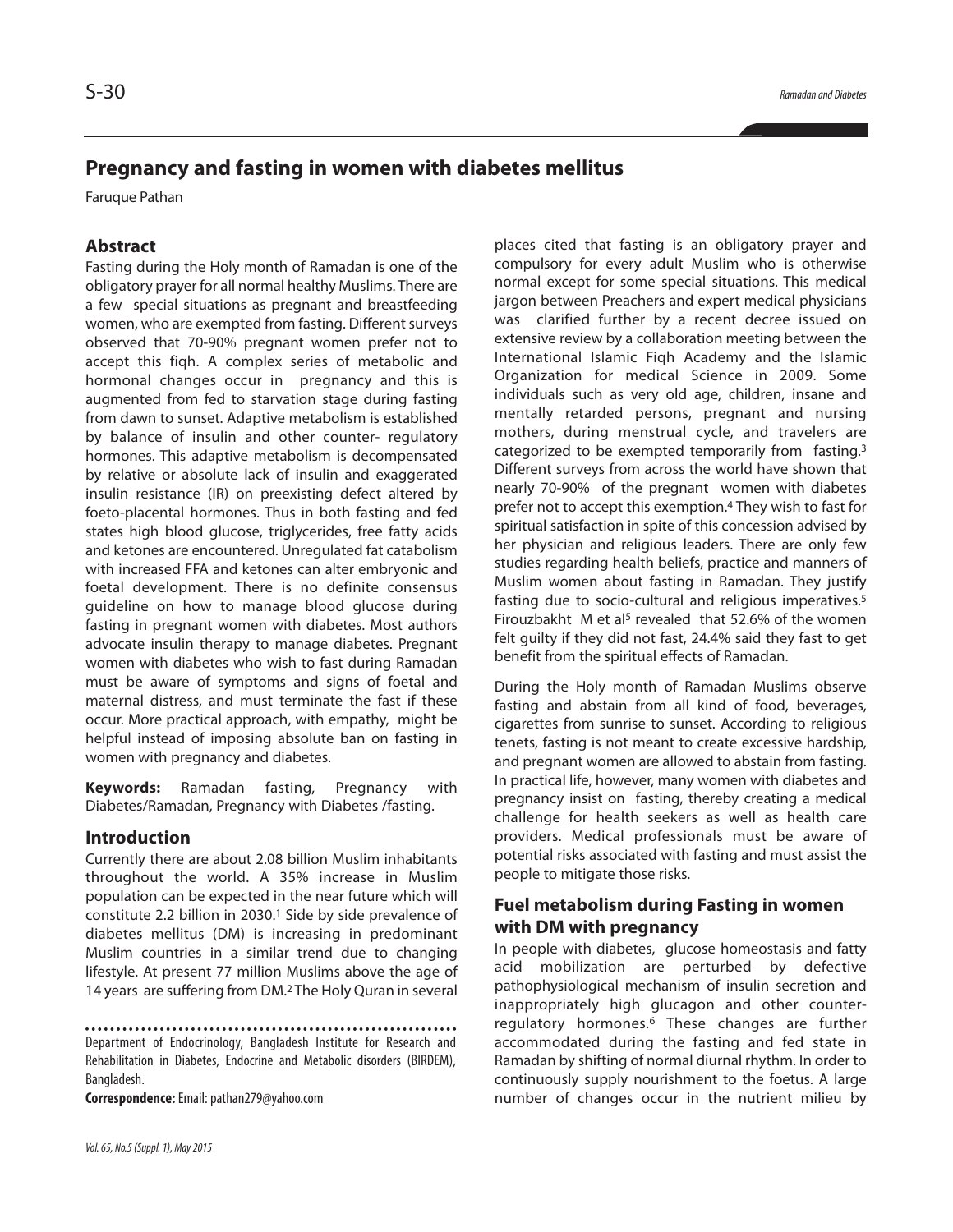# Pregnancy and fasting in women with diabetes mellitus

Faruque Pathan

## Abstract

Fasting during the Holy month of Ramadan is one of the obligatory prayer for all normal healthy Muslims. There are a few special situations as pregnant and breastfeeding women, who are exempted from fasting. Different surveys observed that 70-90% pregnant women prefer not to accept this fiqh. A complex series of metabolic and hormonal changes occur in pregnancy and this is augmented from fed to starvation stage during fasting from dawn to sunset. Adaptive metabolism is established by balance of insulin and other counter- regulatory hormones. This adaptive metabolism is decompensated by relative or absolute lack of insulin and exaggerated insulin resistance (IR) on preexisting defect altered by foeto-placental hormones. Thus in both fasting and fed states high blood glucose, triglycerides, free fatty acids and ketones are encountered. Unregulated fat catabolism with increased FFA and ketones can alter embryonic and foetal development. There is no definite consensus guideline on how to manage blood glucose during fasting in pregnant women with diabetes. Most authors advocate insulin therapy to manage diabetes. Pregnant women with diabetes who wish to fast during Ramadan must be aware of symptoms and signs of foetal and maternal distress, and must terminate the fast if these occur. More practical approach, with empathy, might be helpful instead of imposing absolute ban on fasting in women with pregnancy and diabetes.

**Keywords:** Ramadan fasting, Pregnancy with Diabetes/Ramadan, Pregnancy with Diabetes /fasting.

## Introduction

Currently there are about 2.08 billion Muslim inhabitants throughout the world. A 35% increase in Muslim population can be expected in the near future which will constitute 2.2 billion in 2030.[1] Side by side prevalence of diabetes mellitus (DM) is increasing in predominant Muslim countries in a similar trend due to changing lifestyle. At present 77 million Muslims above the age of 14 years are suffering from DM.[2] The Holy Quran in several places cited that fasting is an obligatory prayer and compulsory for every adult Muslim who is otherwise normal except for some special situations. This medical jargon between Preachers and expert medical physicians was clarified further by a recent decree issued on extensive review by a collaboration meeting between the International Islamic Fiqh Academy and the Islamic Organization for medical Science in 2009. Some individuals such as very old age, children, insane and mentally retarded persons, pregnant and nursing mothers, during menstrual cycle, and travelers are categorized to be exempted temporarily from fasting.[3] Different surveys from across the world have shown that nearly 70-90% of the pregnant women with diabetes prefer not to accept this exemption.[4] They wish to fast for spiritual satisfaction in spite of this concession advised by her physician and religious leaders. There are only few studies regarding health beliefs, practice and manners of Muslim women about fasting in Ramadan. They justify fasting due to socio-cultural and religious imperatives.[5] Firouzbakht M et al[5] revealed that 52.6% of the women felt guilty if they did not fast, 24.4% said they fast to get benefit from the spiritual effects of Ramadan.

During the Holy month of Ramadan Muslims observe fasting and abstain from all kind of food, beverages, cigarettes from sunrise to sunset. According to religious tenets, fasting is not meant to create excessive hardship, and pregnant women are allowed to abstain from fasting. In practical life, however, many women with diabetes and pregnancy insist on fasting, thereby creating a medical challenge for health seekers as well as health care providers. Medical professionals must be aware of potential risks associated with fasting and must assist the people to mitigate those risks.

## Fuel metabolism during Fasting in women with DM with pregnancy

In people with diabetes, glucose homeostasis and fatty acid mobilization are perturbed by defective pathophysiological mechanism of insulin secretion and inappropriately high glucagon and other counter-regulatory hormones.[6] These changes are further accommodated during the fasting and fed state in Ramadan by shifting of normal diurnal rhythm. In order to continuously supply nourishment to the foetus. A large number of changes occur in the nutrient milieu by

Department of Endocrinology, Bangladesh Institute for Research and Rehabilitation in Diabetes, Endocrine and Metabolic disorders (BIRDEM), Bangladesh.

**Correspondence:** Email: pathan279@yahoo.com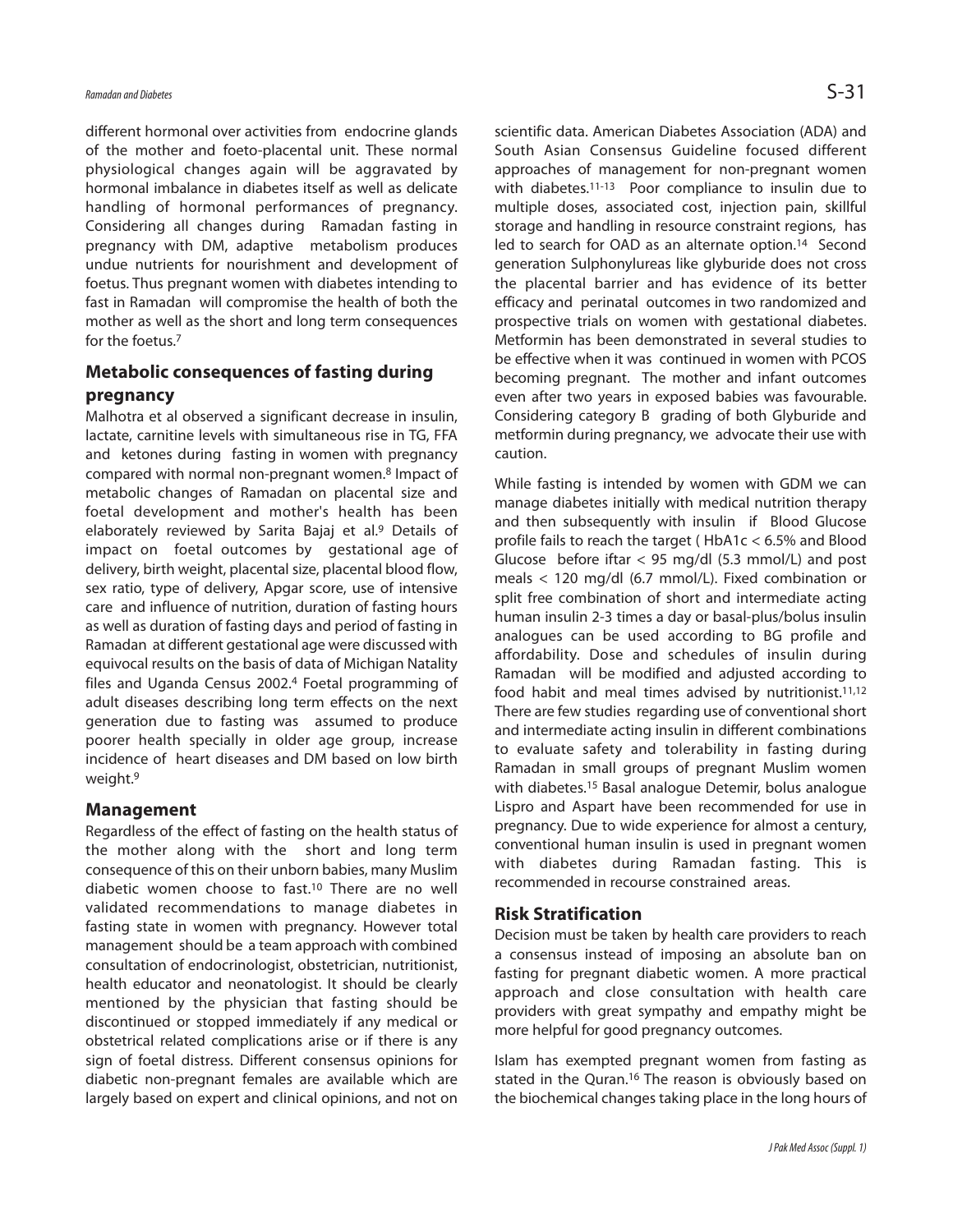different hormonal over activities from endocrine glands of the mother and foeto-placental unit. These normal physiological changes again will be aggravated by hormonal imbalance in diabetes itself as well as delicate handling of hormonal performances of pregnancy. Considering all changes during Ramadan fasting in pregnancy with DM, adaptive metabolism produces undue nutrients for nourishment and development of foetus. Thus pregnant women with diabetes intending to fast in Ramadan will compromise the health of both the mother as well as the short and long term consequences for the foetus.[7]

## Metabolic consequences of fasting during pregnancy

Malhotra et al observed a significant decrease in insulin, lactate, carnitine levels with simultaneous rise in TG, FFA and ketones during fasting in women with pregnancy compared with normal non-pregnant women.[8] Impact of metabolic changes of Ramadan on placental size and foetal development and mother's health has been elaborately reviewed by Sarita Bajaj et al.[9] Details of impact on foetal outcomes by gestational age of delivery, birth weight, placental size, placental blood flow, sex ratio, type of delivery, Apgar score, use of intensive care and influence of nutrition, duration of fasting hours as well as duration of fasting days and period of fasting in Ramadan at different gestational age were discussed with equivocal results on the basis of data of Michigan Natality files and Uganda Census 2002.[4] Foetal programming of adult diseases describing long term effects on the next generation due to fasting was assumed to produce poorer health specially in older age group, increase incidence of heart diseases and DM based on low birth weight.[9]

## Management

Regardless of the effect of fasting on the health status of the mother along with the short and long term consequence of this on their unborn babies, many Muslim diabetic women choose to fast.[10] There are no well validated recommendations to manage diabetes in fasting state in women with pregnancy. However total management should be a team approach with combined consultation of endocrinologist, obstetrician, nutritionist, health educator and neonatologist. It should be clearly mentioned by the physician that fasting should be discontinued or stopped immediately if any medical or obstetrical related complications arise or if there is any sign of foetal distress. Different consensus opinions for diabetic non-pregnant females are available which are largely based on expert and clinical opinions, and not on scientific data. American Diabetes Association (ADA) and South Asian Consensus Guideline focused different approaches of management for non-pregnant women with diabetes.[11-13] Poor compliance to insulin due to multiple doses, associated cost, injection pain, skillful storage and handling in resource constraint regions, has led to search for OAD as an alternate option.[14] Second generation Sulphonylureas like glyburide does not cross the placental barrier and has evidence of its better efficacy and perinatal outcomes in two randomized and prospective trials on women with gestational diabetes. Metformin has been demonstrated in several studies to be effective when it was continued in women with PCOS becoming pregnant. The mother and infant outcomes even after two years in exposed babies was favourable. Considering category B grading of both Glyburide and metformin during pregnancy, we advocate their use with caution.

While fasting is intended by women with GDM we can manage diabetes initially with medical nutrition therapy and then subsequently with insulin if Blood Glucose profile fails to reach the target ( HbA1c < 6.5% and Blood Glucose before iftar < 95 mg/dl (5.3 mmol/L) and post meals < 120 mg/dl (6.7 mmol/L). Fixed combination or split free combination of short and intermediate acting human insulin 2-3 times a day or basal-plus/bolus insulin analogues can be used according to BG profile and affordability. Dose and schedules of insulin during Ramadan will be modified and adjusted according to food habit and meal times advised by nutritionist.[11,12] There are few studies regarding use of conventional short and intermediate acting insulin in different combinations to evaluate safety and tolerability in fasting during Ramadan in small groups of pregnant Muslim women with diabetes.[15] Basal analogue Detemir, bolus analogue Lispro and Aspart have been recommended for use in pregnancy. Due to wide experience for almost a century, conventional human insulin is used in pregnant women with diabetes during Ramadan fasting. This is recommended in recourse constrained areas.

## Risk Stratification

Decision must be taken by health care providers to reach a consensus instead of imposing an absolute ban on fasting for pregnant diabetic women. A more practical approach and close consultation with health care providers with great sympathy and empathy might be more helpful for good pregnancy outcomes.

Islam has exempted pregnant women from fasting as stated in the Quran.[16] The reason is obviously based on the biochemical changes taking place in the long hours of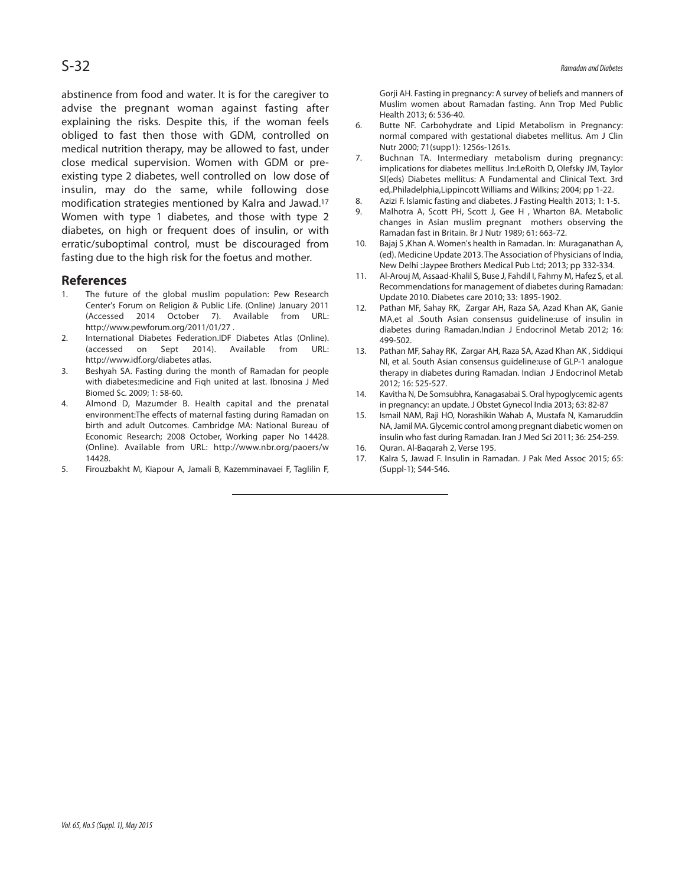abstinence from food and water. It is for the caregiver to advise the pregnant woman against fasting after explaining the risks. Despite this, if the woman feels obliged to fast then those with GDM, controlled on medical nutrition therapy, may be allowed to fast, under close medical supervision. Women with GDM or pre-existing type 2 diabetes, well controlled on low dose of insulin, may do the same, while following dose modification strategies mentioned by Kalra and Jawad.[17] Women with type 1 diabetes, and those with type 2 diabetes, on high or frequent does of insulin, or with erratic/suboptimal control, must be discouraged from fasting due to the high risk for the foetus and mother.

## References

1. The future of the global muslim population: Pew Research Center's Forum on Religion & Public Life. (Online) January 2011 (Accessed 2014 October 7). Available from URL: http://www.pewforum.org/2011/01/27 .
2. International Diabetes Federation.IDF Diabetes Atlas (Online). (accessed on Sept 2014). Available from URL: http://www.idf.org/diabetes atlas.
3. Beshyah SA. Fasting during the month of Ramadan for people with diabetes:medicine and Fiqh united at last. Ibnosina J Med Biomed Sc. 2009; 1: 58-60.
4. Almond D, Mazumder B. Health capital and the prenatal environment:The effects of maternal fasting during Ramadan on birth and adult Outcomes. Cambridge MA: National Bureau of Economic Research; 2008 October, Working paper No 14428. (Online). Available from URL: http://www.nbr.org/paoers/w 14428.
5. Firouzbakht M, Kiapour A, Jamali B, Kazemminavaei F, Taglilin F, Gorji AH. Fasting in pregnancy: A survey of beliefs and manners of Muslim women about Ramadan fasting. Ann Trop Med Public Health 2013; 6: 536-40.
6. Butte NF. Carbohydrate and Lipid Metabolism in Pregnancy: normal compared with gestational diabetes mellitus. Am J Clin Nutr 2000; 71(supp1): 1256s-1261s.
7. Buchnan TA. Intermediary metabolism during pregnancy: implications for diabetes mellitus .In:LeRoith D, Olefsky JM, Taylor SI(eds) Diabetes mellitus: A Fundamental and Clinical Text. 3rd ed,.Philadelphia,Lippincott Williams and Wilkins; 2004; pp 1-22.
8. Azizi F. Islamic fasting and diabetes. J Fasting Health 2013; 1: 1-5.
9. Malhotra A, Scott PH, Scott J, Gee H , Wharton BA. Metabolic changes in Asian muslim pregnant mothers observing the Ramadan fast in Britain. Br J Nutr 1989; 61: 663-72.
10. Bajaj S ,Khan A. Women's health in Ramadan. In: Muraganathan A, (ed). Medicine Update 2013. The Association of Physicians of India, New Delhi :Jaypee Brothers Medical Pub Ltd; 2013; pp 332-334.
11. Al-Arouj M, Assaad-Khalil S, Buse J, Fahdil I, Fahmy M, Hafez S, et al. Recommendations for management of diabetes during Ramadan: Update 2010. Diabetes care 2010; 33: 1895-1902.
12. Pathan MF, Sahay RK, Zargar AH, Raza SA, Azad Khan AK, Ganie MA,et al .South Asian consensus guideline:use of insulin in diabetes during Ramadan.Indian J Endocrinol Metab 2012; 16: 499-502.
13. Pathan MF, Sahay RK, Zargar AH, Raza SA, Azad Khan AK , Siddiqui NI, et al. South Asian consensus guideline:use of GLP-1 analogue therapy in diabetes during Ramadan. Indian J Endocrinol Metab 2012; 16: 525-527.
14. Kavitha N, De Somsubhra, Kanagasabai S. Oral hypoglycemic agents in pregnancy: an update. J Obstet Gynecol India 2013; 63: 82-87
15. Ismail NAM, Raji HO, Norashikin Wahab A, Mustafa N, Kamaruddin NA, Jamil MA. Glycemic control among pregnant diabetic women on insulin who fast during Ramadan. Iran J Med Sci 2011; 36: 254-259.
16. Quran. Al-Baqarah 2, Verse 195.
17. Kalra S, Jawad F. Insulin in Ramadan. J Pak Med Assoc 2015; 65: (Suppl-1); S44-S46.